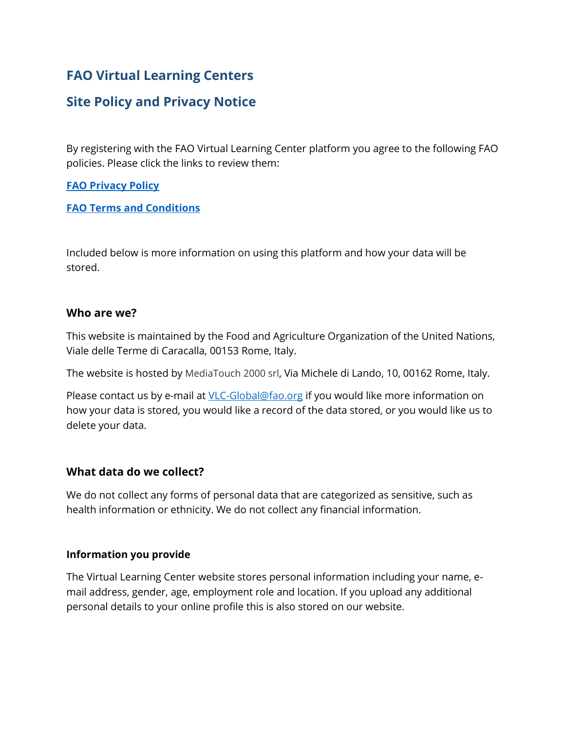# FAO Virtual Learning Centers

# Site Policy and Privacy Notice

By registering with the FAO Virtual Learning Center platform you agree to the following FAO policies. Please click the links to review them:

**FAO Privacy Policy**

**FAO Terms and Conditions**

Included below is more information on using this platform and how your data will be stored.

### Who are we?

This website is maintained by the Food and Agriculture Organization of the United Nations, Viale delle Terme di Caracalla, 00153 Rome, Italy.

The website is hosted by MediaTouch 2000 srl, Via Michele di Lando, 10, 00162 Rome, Italy.

Please contact us by e-mail at VLC-Global@fao.org if you would like more information on how your data is stored, you would like a record of the data stored, or you would like us to delete your data.

### What data do we collect?

We do not collect any forms of personal data that are categorized as sensitive, such as health information or ethnicity. We do not collect any financial information.

#### Information you provide

The Virtual Learning Center website stores personal information including your name, e-mail address, gender, age, employment role and location. If you upload any additional personal details to your online profile this is also stored on our website.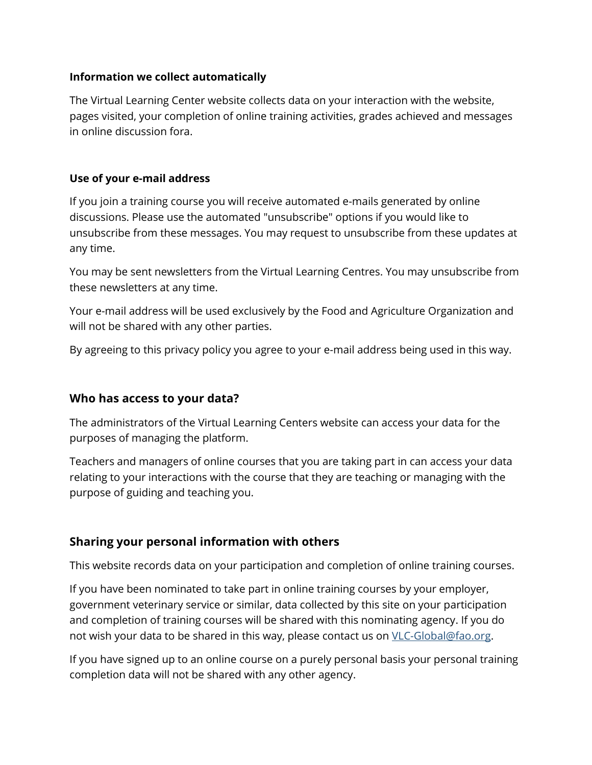### Information we collect automatically

The Virtual Learning Center website collects data on your interaction with the website, pages visited, your completion of online training activities, grades achieved and messages in online discussion fora.

### Use of your e-mail address

If you join a training course you will receive automated e-mails generated by online discussions. Please use the automated "unsubscribe" options if you would like to unsubscribe from these messages. You may request to unsubscribe from these updates at any time.

You may be sent newsletters from the Virtual Learning Centres. You may unsubscribe from these newsletters at any time.

Your e-mail address will be used exclusively by the Food and Agriculture Organization and will not be shared with any other parties.

By agreeing to this privacy policy you agree to your e-mail address being used in this way.

## Who has access to your data?

The administrators of the Virtual Learning Centers website can access your data for the purposes of managing the platform.

Teachers and managers of online courses that you are taking part in can access your data relating to your interactions with the course that they are teaching or managing with the purpose of guiding and teaching you.

## Sharing your personal information with others

This website records data on your participation and completion of online training courses.

If you have been nominated to take part in online training courses by your employer, government veterinary service or similar, data collected by this site on your participation and completion of training courses will be shared with this nominating agency. If you do not wish your data to be shared in this way, please contact us on [VLC-Global@fao.org](mailto:VLC-Global@fao.org).

If you have signed up to an online course on a purely personal basis your personal training completion data will not be shared with any other agency.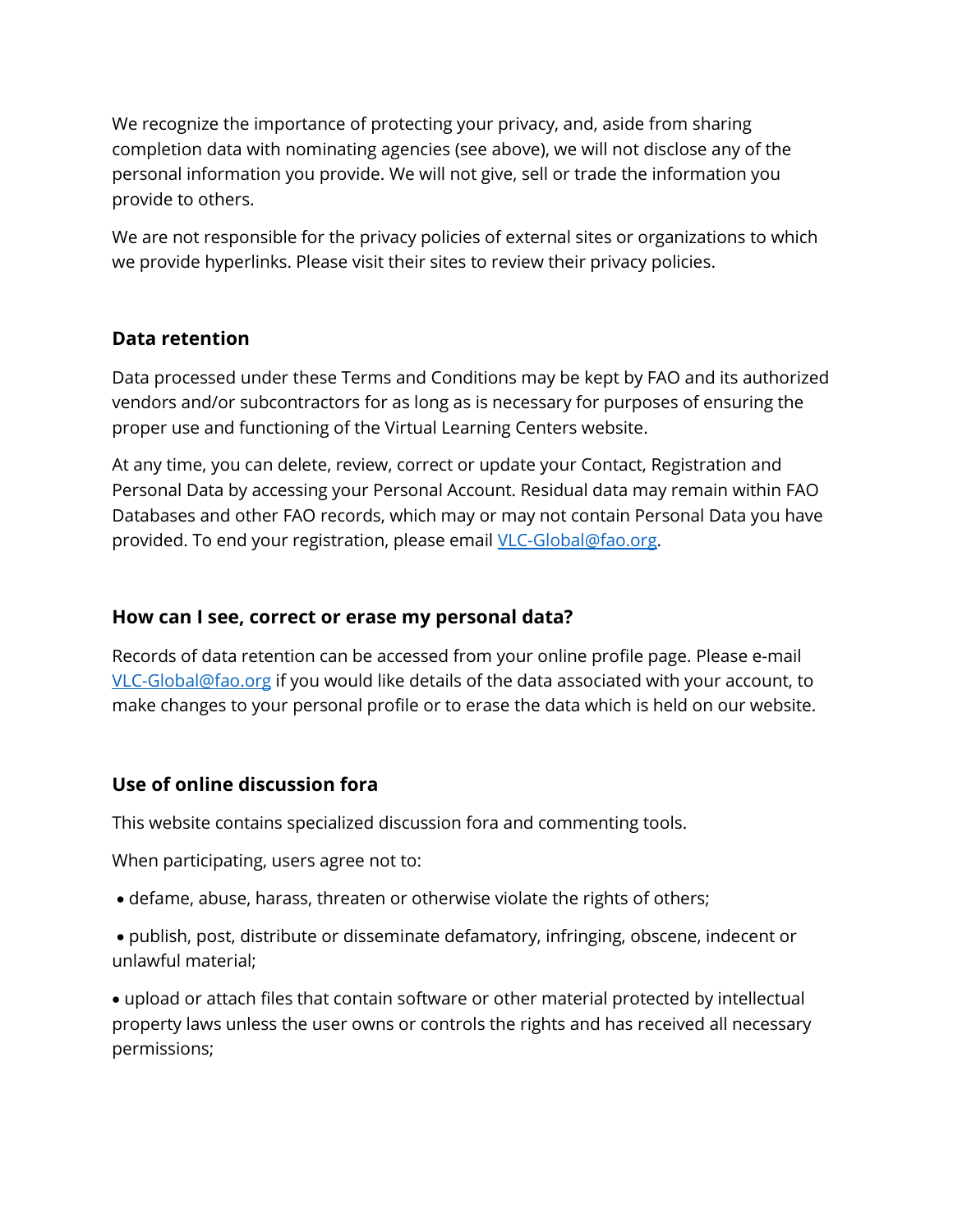We recognize the importance of protecting your privacy, and, aside from sharing completion data with nominating agencies (see above), we will not disclose any of the personal information you provide. We will not give, sell or trade the information you provide to others.

We are not responsible for the privacy policies of external sites or organizations to which we provide hyperlinks. Please visit their sites to review their privacy policies.

### Data retention

Data processed under these Terms and Conditions may be kept by FAO and its authorized vendors and/or subcontractors for as long as is necessary for purposes of ensuring the proper use and functioning of the Virtual Learning Centers website.

At any time, you can delete, review, correct or update your Contact, Registration and Personal Data by accessing your Personal Account. Residual data may remain within FAO Databases and other FAO records, which may or may not contain Personal Data you have provided. To end your registration, please email VLC-Global@fao.org.

### How can I see, correct or erase my personal data?

Records of data retention can be accessed from your online profile page. Please e-mail VLC-Global@fao.org if you would like details of the data associated with your account, to make changes to your personal profile or to erase the data which is held on our website.

### Use of online discussion fora

This website contains specialized discussion fora and commenting tools.

When participating, users agree not to:

- defame, abuse, harass, threaten or otherwise violate the rights of others;
- publish, post, distribute or disseminate defamatory, infringing, obscene, indecent or unlawful material;
- upload or attach files that contain software or other material protected by intellectual property laws unless the user owns or controls the rights and has received all necessary permissions;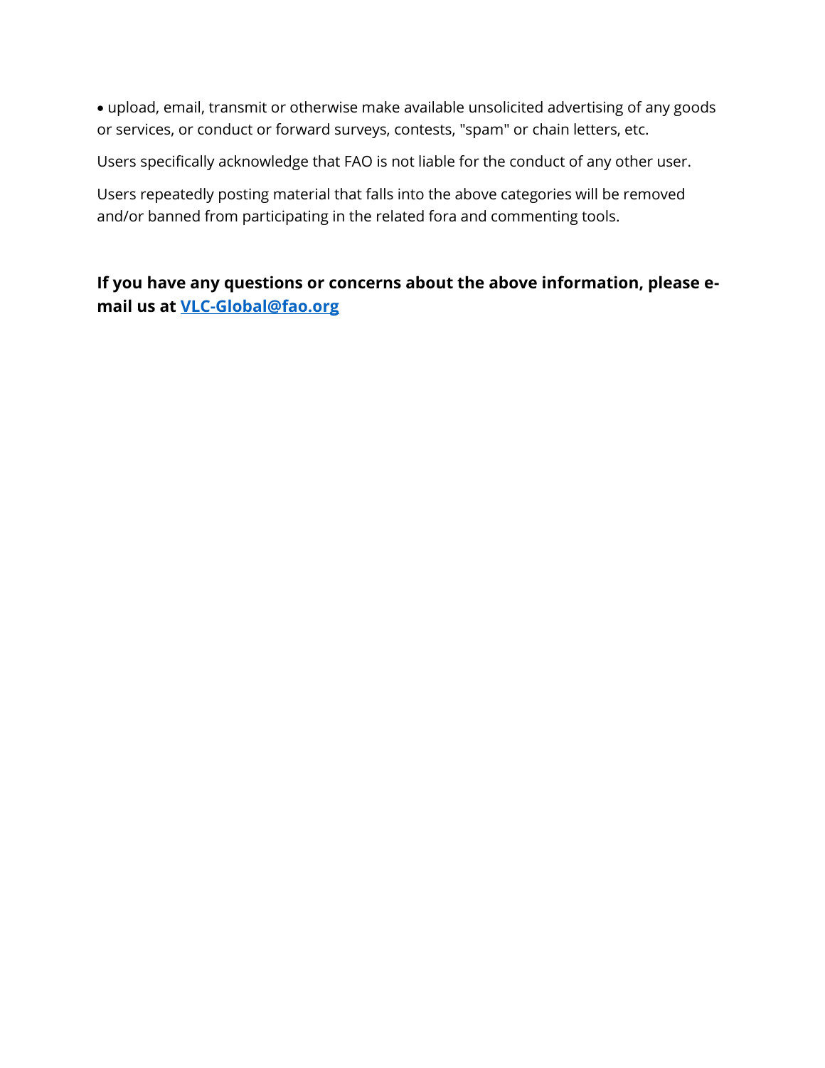- upload, email, transmit or otherwise make available unsolicited advertising of any goods or services, or conduct or forward surveys, contests, "spam" or chain letters, etc.

Users specifically acknowledge that FAO is not liable for the conduct of any other user.

Users repeatedly posting material that falls into the above categories will be removed and/or banned from participating in the related fora and commenting tools.

**If you have any questions or concerns about the above information, please e-mail us at [VLC-Global@fao.org](mailto:VLC-Global@fao.org)**